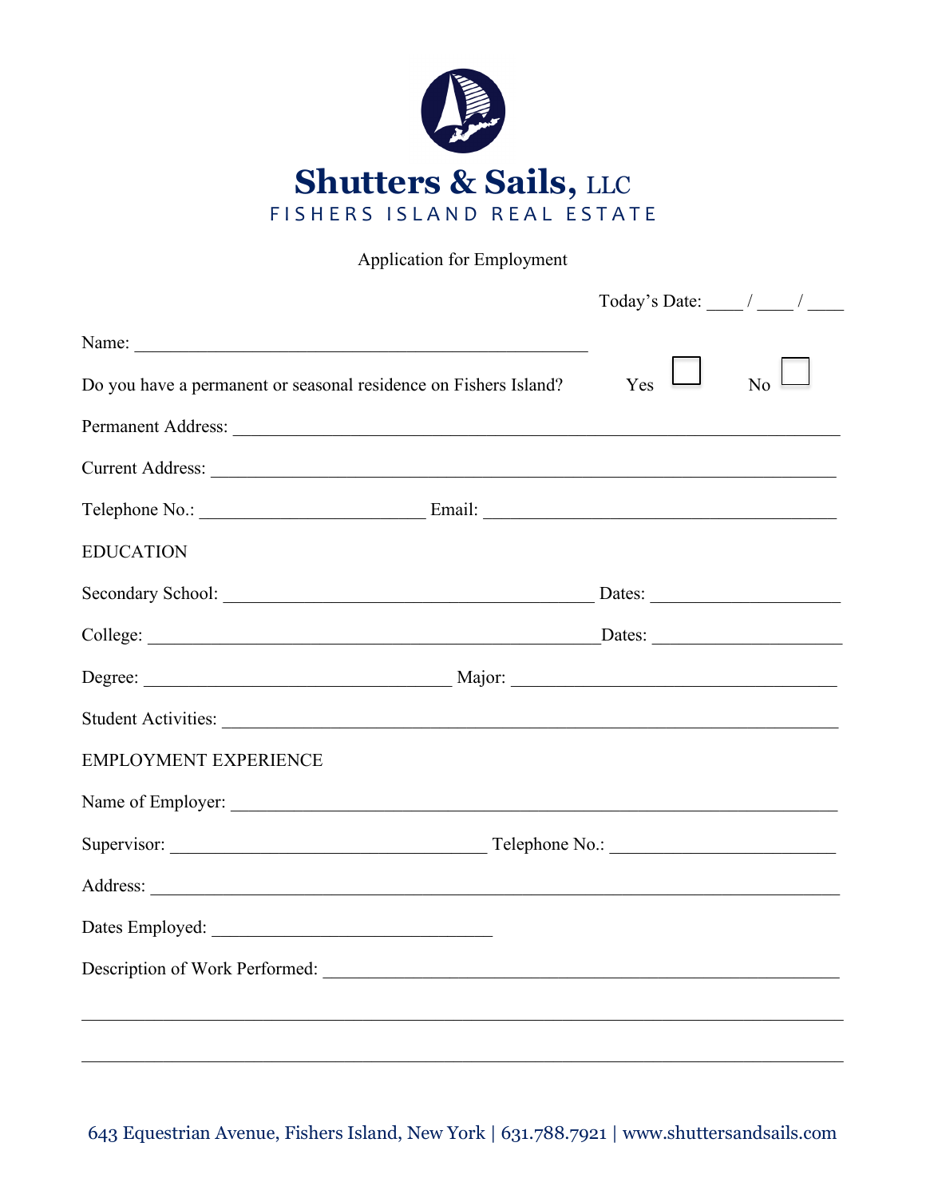# Shutters & Sails, LLC

FISHERS ISLAND REAL ESTATE

Application for Employment

Today's Date: ____ / ____ / ____

Name: ____________________________________________________

Do you have a permanent or seasonal residence on Fishers Island? Yes ☐ No ☐

Permanent Address: ____________________________________________________

Current Address: ____________________________________________________

Telephone No.: ________________________ Email: ________________________

EDUCATION

Secondary School: ________________________________ Dates: ____________________

College: ________________________________ Dates: ____________________

Degree: ________________________________ Major: ________________________________

Student Activities: ____________________________________________________

EMPLOYMENT EXPERIENCE

Name of Employer: ____________________________________________________

Supervisor: ________________________________ Telephone No.: ________________________

Address: ____________________________________________________

Dates Employed: ______________________________

Description of Work Performed: ____________________________________________________

____________________________________________________________________________

____________________________________________________________________________

643 Equestrian Avenue, Fishers Island, New York | 631.788.7921 | www.shuttersandsails.com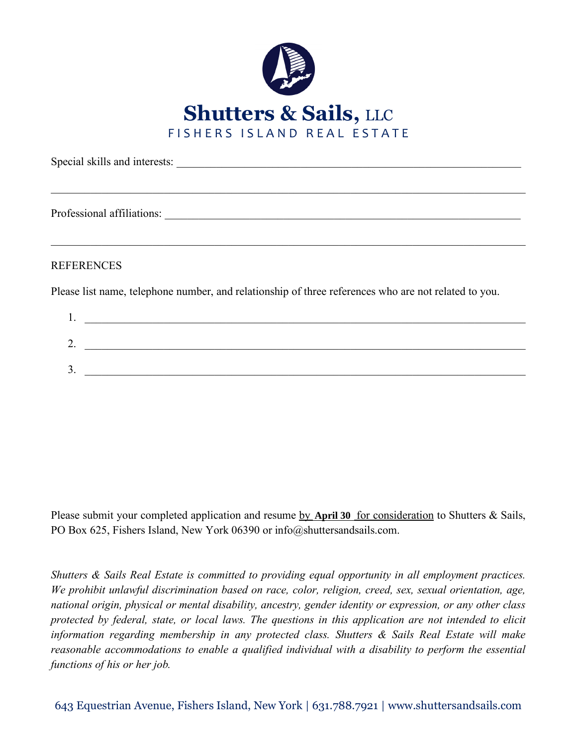# Shutters & Sails, LLC

FISHERS ISLAND REAL ESTATE

Special skills and interests: ______________________________________________________________

_____________________________________________________________________________________

Professional affiliations: ________________________________________________________________

_____________________________________________________________________________________

REFERENCES

Please list name, telephone number, and relationship of three references who are not related to you.

1. _________________________________________________________________________________
2. _________________________________________________________________________________
3. _________________________________________________________________________________

Please submit your completed application and resume by **April 30** for consideration to Shutters & Sails, PO Box 625, Fishers Island, New York 06390 or info@shuttersandsails.com.

*Shutters & Sails Real Estate is committed to providing equal opportunity in all employment practices. We prohibit unlawful discrimination based on race, color, religion, creed, sex, sexual orientation, age, national origin, physical or mental disability, ancestry, gender identity or expression, or any other class protected by federal, state, or local laws. The questions in this application are not intended to elicit information regarding membership in any protected class. Shutters & Sails Real Estate will make reasonable accommodations to enable a qualified individual with a disability to perform the essential functions of his or her job.*

643 Equestrian Avenue, Fishers Island, New York | 631.788.7921 | www.shuttersandsails.com